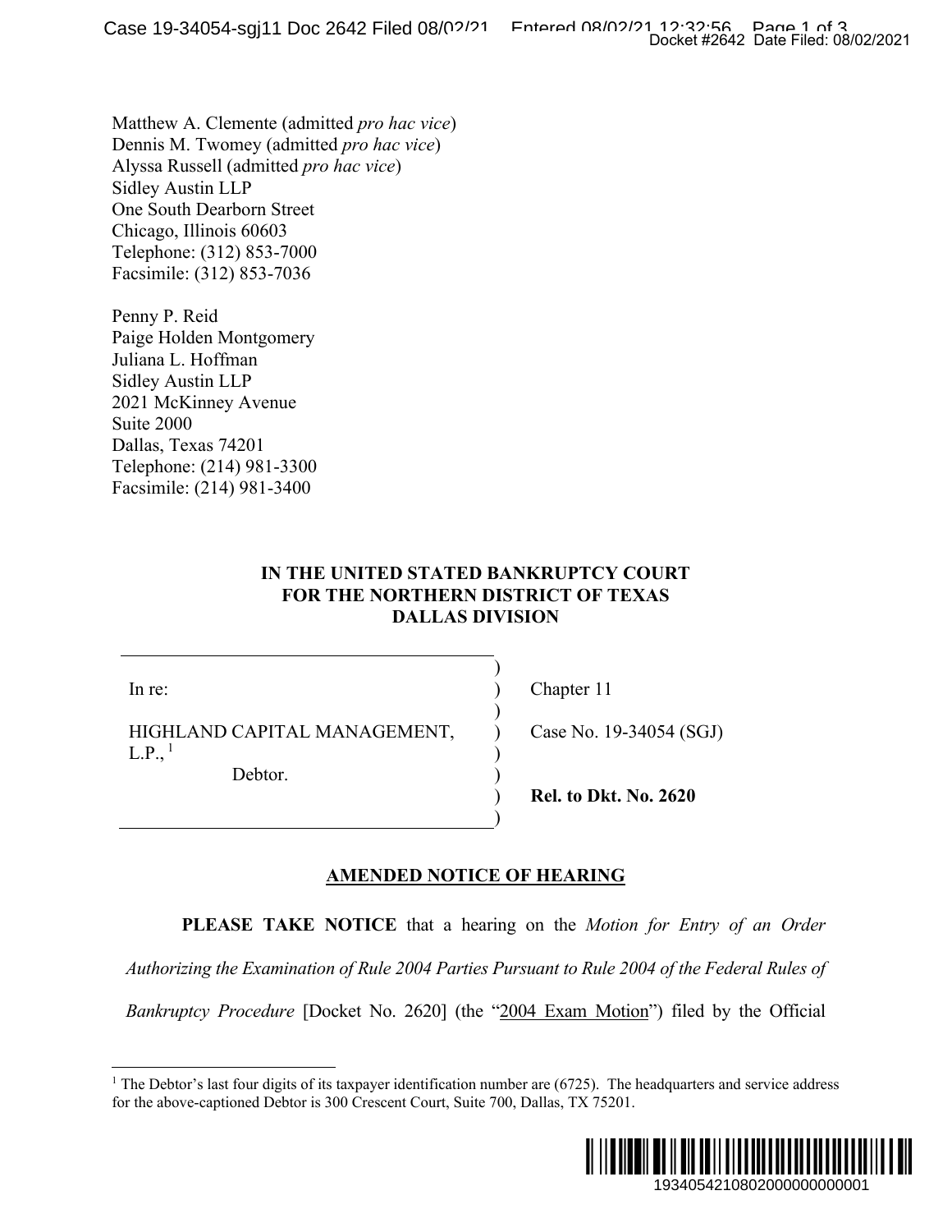Matthew A. Clemente (admitted *pro hac vice*)
Dennis M. Twomey (admitted *pro hac vice*)
Alyssa Russell (admitted *pro hac vice*)
Sidley Austin LLP
One South Dearborn Street
Chicago, Illinois 60603
Telephone: (312) 853-7000
Facsimile: (312) 853-7036

Penny P. Reid
Paige Holden Montgomery
Juliana L. Hoffman
Sidley Austin LLP
2021 McKinney Avenue
Suite 2000
Dallas, Texas 74201
Telephone: (214) 981-3300
Facsimile: (214) 981-3400

**IN THE UNITED STATED BANKRUPTCY COURT**
**FOR THE NORTHERN DISTRICT OF TEXAS**
**DALLAS DIVISION**

| | |
|---|---|
| In re: | Chapter 11 |
| HIGHLAND CAPITAL MANAGEMENT, L.P.,[1] | Case No. 19-34054 (SGJ) |
| Debtor. | |
| | **Rel. to Dkt. No. 2620** |

**AMENDED NOTICE OF HEARING**

**PLEASE TAKE NOTICE** that a hearing on the *Motion for Entry of an Order Authorizing the Examination of Rule 2004 Parties Pursuant to Rule 2004 of the Federal Rules of Bankruptcy Procedure* [Docket No. 2620] (the "2004 Exam Motion") filed by the Official

[1] The Debtor's last four digits of its taxpayer identification number are (6725). The headquarters and service address for the above-captioned Debtor is 300 Crescent Court, Suite 700, Dallas, TX 75201.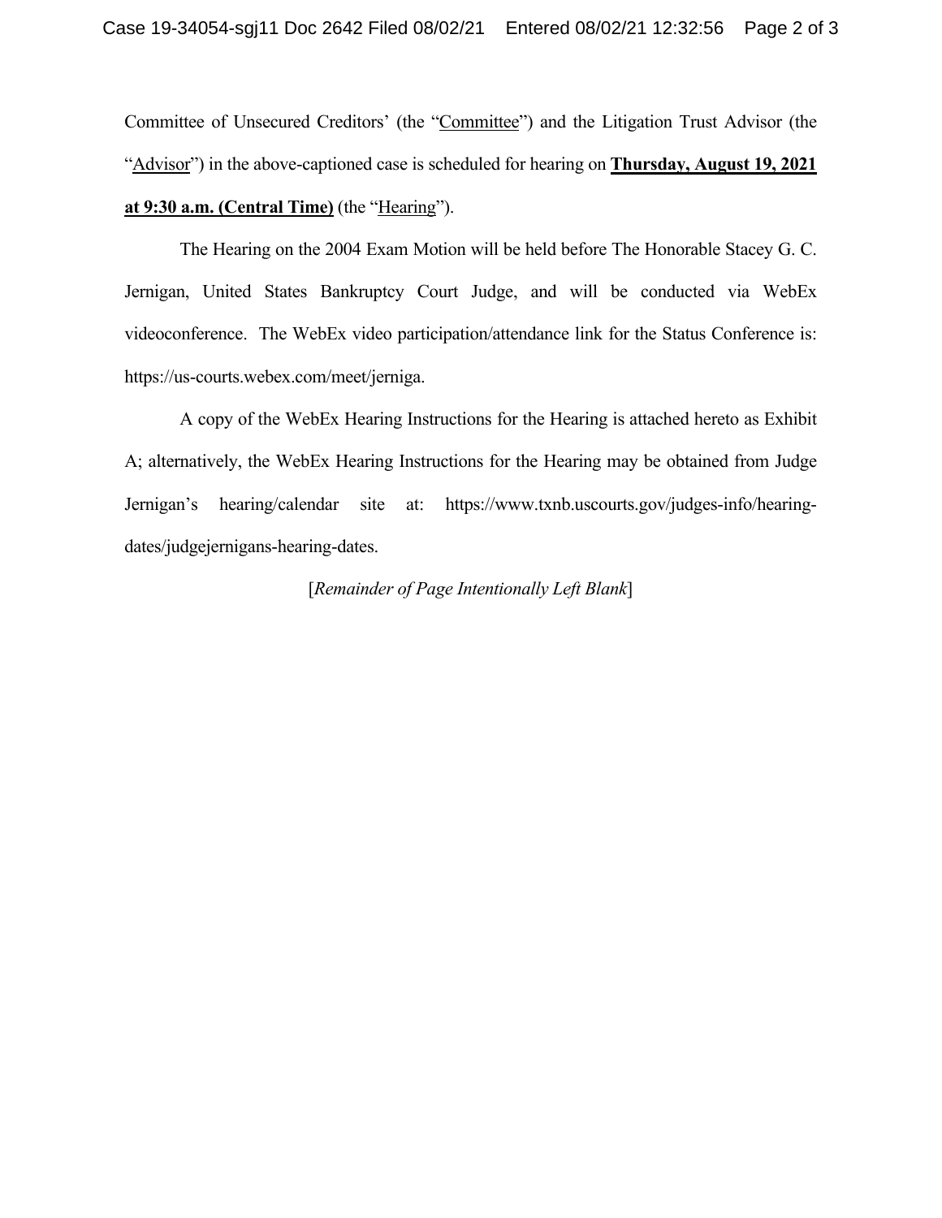Committee of Unsecured Creditors' (the "Committee") and the Litigation Trust Advisor (the "Advisor") in the above-captioned case is scheduled for hearing on **Thursday, August 19, 2021 at 9:30 a.m. (Central Time)** (the "Hearing").

The Hearing on the 2004 Exam Motion will be held before The Honorable Stacey G. C. Jernigan, United States Bankruptcy Court Judge, and will be conducted via WebEx videoconference. The WebEx video participation/attendance link for the Status Conference is: https://us-courts.webex.com/meet/jerniga.

A copy of the WebEx Hearing Instructions for the Hearing is attached hereto as Exhibit A; alternatively, the WebEx Hearing Instructions for the Hearing may be obtained from Judge Jernigan's hearing/calendar site at: https://www.txnb.uscourts.gov/judges-info/hearing-dates/judgejernigans-hearing-dates.

[*Remainder of Page Intentionally Left Blank*]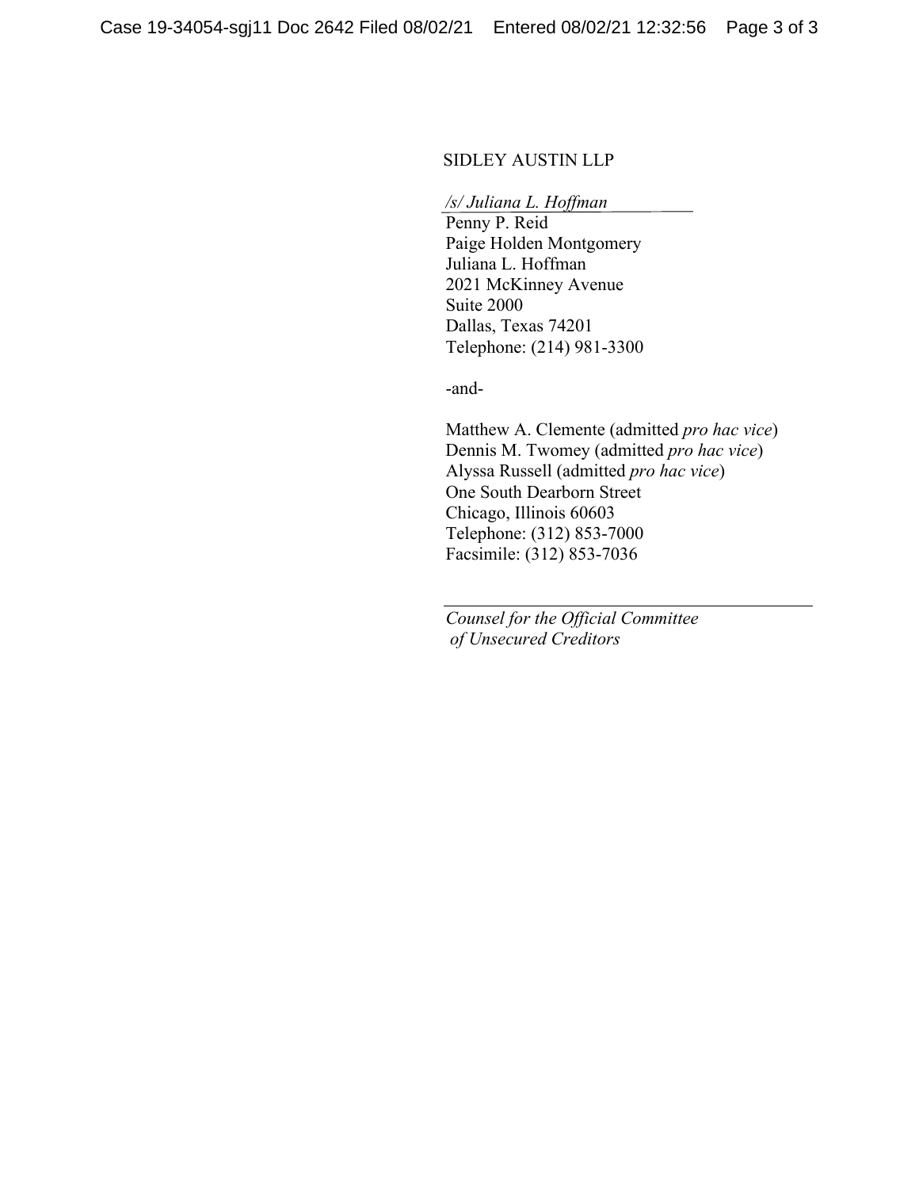SIDLEY AUSTIN LLP

*/s/ Juliana L. Hoffman*  
Penny P. Reid  
Paige Holden Montgomery  
Juliana L. Hoffman  
2021 McKinney Avenue  
Suite 2000  
Dallas, Texas 74201  
Telephone: (214) 981-3300

-and-

Matthew A. Clemente (admitted *pro hac vice*)  
Dennis M. Twomey (admitted *pro hac vice*)  
Alyssa Russell (admitted *pro hac vice*)  
One South Dearborn Street  
Chicago, Illinois 60603  
Telephone: (312) 853-7000  
Facsimile: (312) 853-7036

*Counsel for the Official Committee of Unsecured Creditors*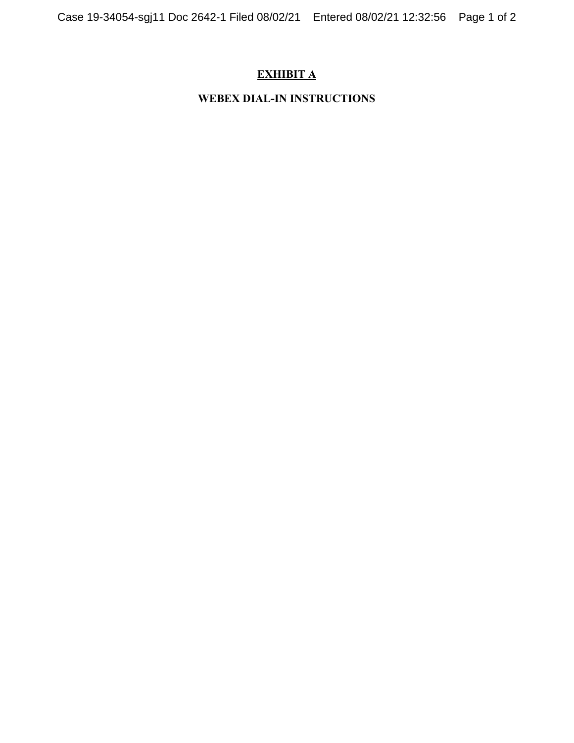# EXHIBIT A

## WEBEX DIAL-IN INSTRUCTIONS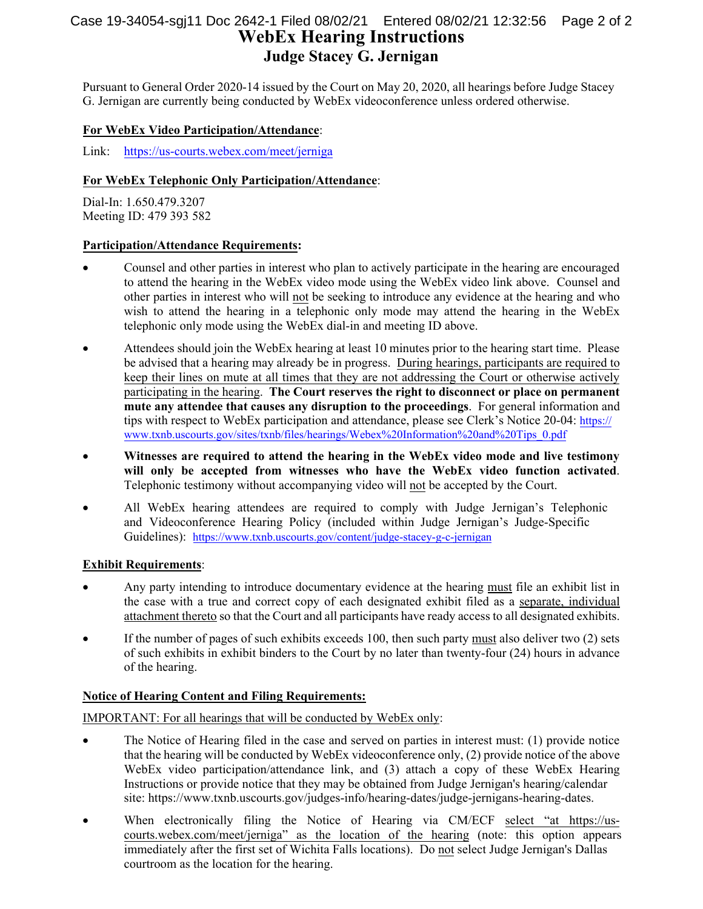# WebEx Hearing Instructions
## Judge Stacey G. Jernigan

Pursuant to General Order 2020-14 issued by the Court on May 20, 2020, all hearings before Judge Stacey G. Jernigan are currently being conducted by WebEx videoconference unless ordered otherwise.

**For WebEx Video Participation/Attendance**:

Link: https://us-courts.webex.com/meet/jerniga

**For WebEx Telephonic Only Participation/Attendance**:

Dial-In: 1.650.479.3207
Meeting ID: 479 393 582

**Participation/Attendance Requirements:**

- Counsel and other parties in interest who plan to actively participate in the hearing are encouraged to attend the hearing in the WebEx video mode using the WebEx video link above. Counsel and other parties in interest who will not be seeking to introduce any evidence at the hearing and who wish to attend the hearing in a telephonic only mode may attend the hearing in the WebEx telephonic only mode using the WebEx dial-in and meeting ID above.
- Attendees should join the WebEx hearing at least 10 minutes prior to the hearing start time. Please be advised that a hearing may already be in progress. During hearings, participants are required to keep their lines on mute at all times that they are not addressing the Court or otherwise actively participating in the hearing. **The Court reserves the right to disconnect or place on permanent mute any attendee that causes any disruption to the proceedings**. For general information and tips with respect to WebEx participation and attendance, please see Clerk's Notice 20-04: https://www.txnb.uscourts.gov/sites/txnb/files/hearings/Webex%20Information%20and%20Tips_0.pdf
- **Witnesses are required to attend the hearing in the WebEx video mode and live testimony will only be accepted from witnesses who have the WebEx video function activated**. Telephonic testimony without accompanying video will not be accepted by the Court.
- All WebEx hearing attendees are required to comply with Judge Jernigan's Telephonic and Videoconference Hearing Policy (included within Judge Jernigan's Judge-Specific Guidelines): https://www.txnb.uscourts.gov/content/judge-stacey-g-c-jernigan

**Exhibit Requirements**:

- Any party intending to introduce documentary evidence at the hearing must file an exhibit list in the case with a true and correct copy of each designated exhibit filed as a separate, individual attachment thereto so that the Court and all participants have ready access to all designated exhibits.
- If the number of pages of such exhibits exceeds 100, then such party must also deliver two (2) sets of such exhibits in exhibit binders to the Court by no later than twenty-four (24) hours in advance of the hearing.

**Notice of Hearing Content and Filing Requirements:**

IMPORTANT: For all hearings that will be conducted by WebEx only:

- The Notice of Hearing filed in the case and served on parties in interest must: (1) provide notice that the hearing will be conducted by WebEx videoconference only, (2) provide notice of the above WebEx video participation/attendance link, and (3) attach a copy of these WebEx Hearing Instructions or provide notice that they may be obtained from Judge Jernigan's hearing/calendar site: https://www.txnb.uscourts.gov/judges-info/hearing-dates/judge-jernigans-hearing-dates.
- When electronically filing the Notice of Hearing via CM/ECF select "at https://us-courts.webex.com/meet/jerniga" as the location of the hearing (note: this option appears immediately after the first set of Wichita Falls locations). Do not select Judge Jernigan's Dallas courtroom as the location for the hearing.